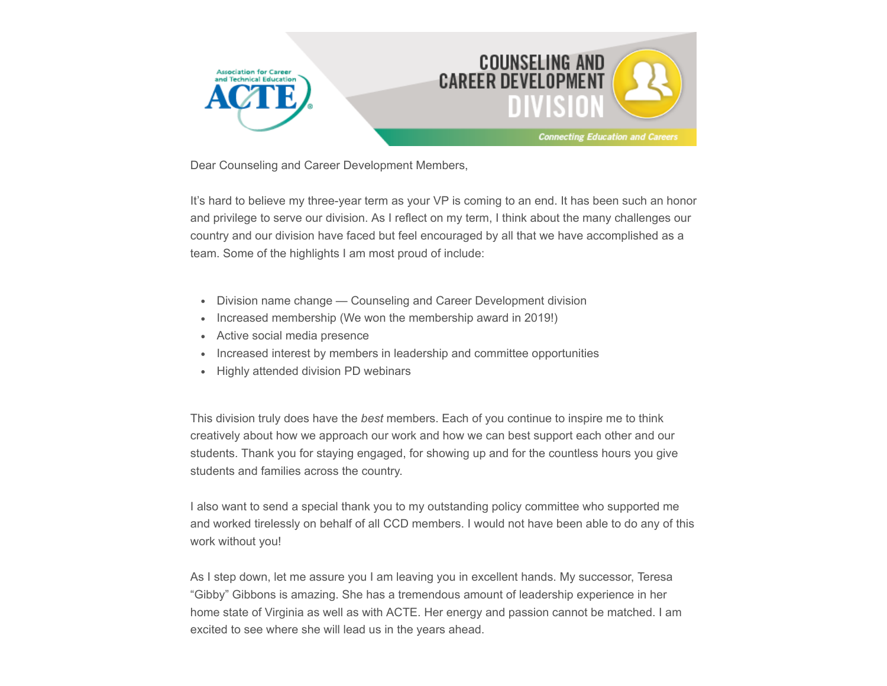Association for Career and Technical Education

ACTE

# COUNSELING AND CAREER DEVELOPMENT DIVISION

*Connecting Education and Careers*

Dear Counseling and Career Development Members,

It's hard to believe my three-year term as your VP is coming to an end. It has been such an honor and privilege to serve our division. As I reflect on my term, I think about the many challenges our country and our division have faced but feel encouraged by all that we have accomplished as a team. Some of the highlights I am most proud of include:

- Division name change — Counseling and Career Development division
- Increased membership (We won the membership award in 2019!)
- Active social media presence
- Increased interest by members in leadership and committee opportunities
- Highly attended division PD webinars

This division truly does have the *best* members. Each of you continue to inspire me to think creatively about how we approach our work and how we can best support each other and our students. Thank you for staying engaged, for showing up and for the countless hours you give students and families across the country.

I also want to send a special thank you to my outstanding policy committee who supported me and worked tirelessly on behalf of all CCD members. I would not have been able to do any of this work without you!

As I step down, let me assure you I am leaving you in excellent hands. My successor, Teresa "Gibby" Gibbons is amazing. She has a tremendous amount of leadership experience in her home state of Virginia as well as with ACTE. Her energy and passion cannot be matched. I am excited to see where she will lead us in the years ahead.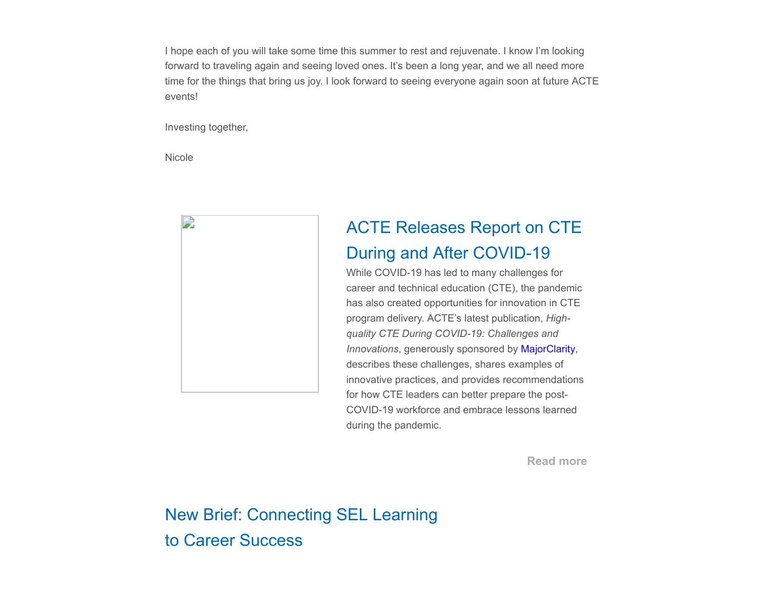I hope each of you will take some time this summer to rest and rejuvenate. I know I'm looking forward to traveling again and seeing loved ones. It's been a long year, and we all need more time for the things that bring us joy. I look forward to seeing everyone again soon at future ACTE events!

Investing together,

Nicole

## ACTE Releases Report on CTE During and After COVID-19

While COVID-19 has led to many challenges for career and technical education (CTE), the pandemic has also created opportunities for innovation in CTE program delivery. ACTE's latest publication, *High-quality CTE During COVID-19: Challenges and Innovations*, generously sponsored by MajorClarity, describes these challenges, shares examples of innovative practices, and provides recommendations for how CTE leaders can better prepare the post-COVID-19 workforce and embrace lessons learned during the pandemic.

**Read more**

## New Brief: Connecting SEL Learning to Career Success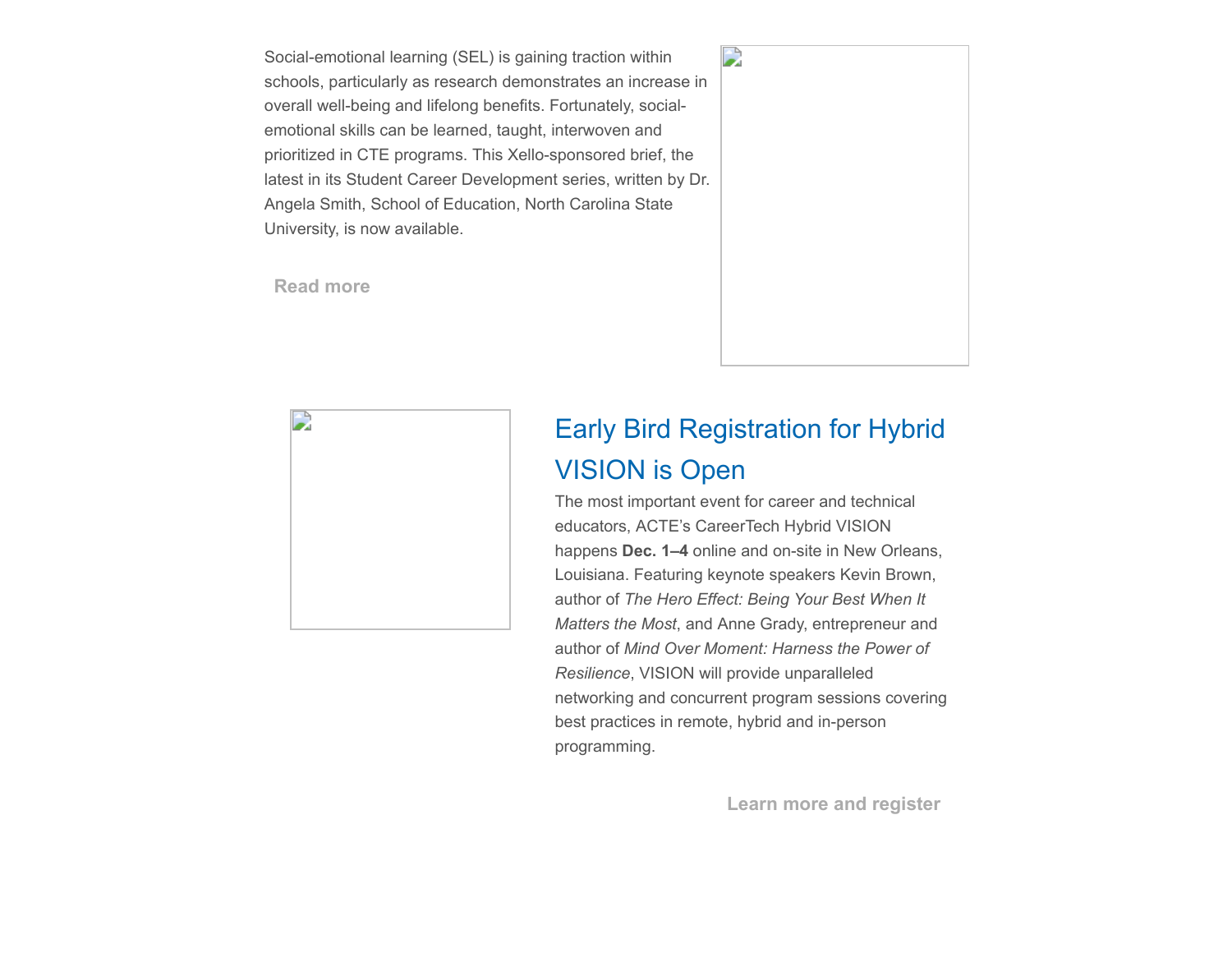Social-emotional learning (SEL) is gaining traction within schools, particularly as research demonstrates an increase in overall well-being and lifelong benefits. Fortunately, social-emotional skills can be learned, taught, interwoven and prioritized in CTE programs. This Xello-sponsored brief, the latest in its Student Career Development series, written by Dr. Angela Smith, School of Education, North Carolina State University, is now available.

**Read more**

## Early Bird Registration for Hybrid VISION is Open

The most important event for career and technical educators, ACTE's CareerTech Hybrid VISION happens **Dec. 1–4** online and on-site in New Orleans, Louisiana. Featuring keynote speakers Kevin Brown, author of *The Hero Effect: Being Your Best When It Matters the Most*, and Anne Grady, entrepreneur and author of *Mind Over Moment: Harness the Power of Resilience*, VISION will provide unparalleled networking and concurrent program sessions covering best practices in remote, hybrid and in-person programming.

**Learn more and register**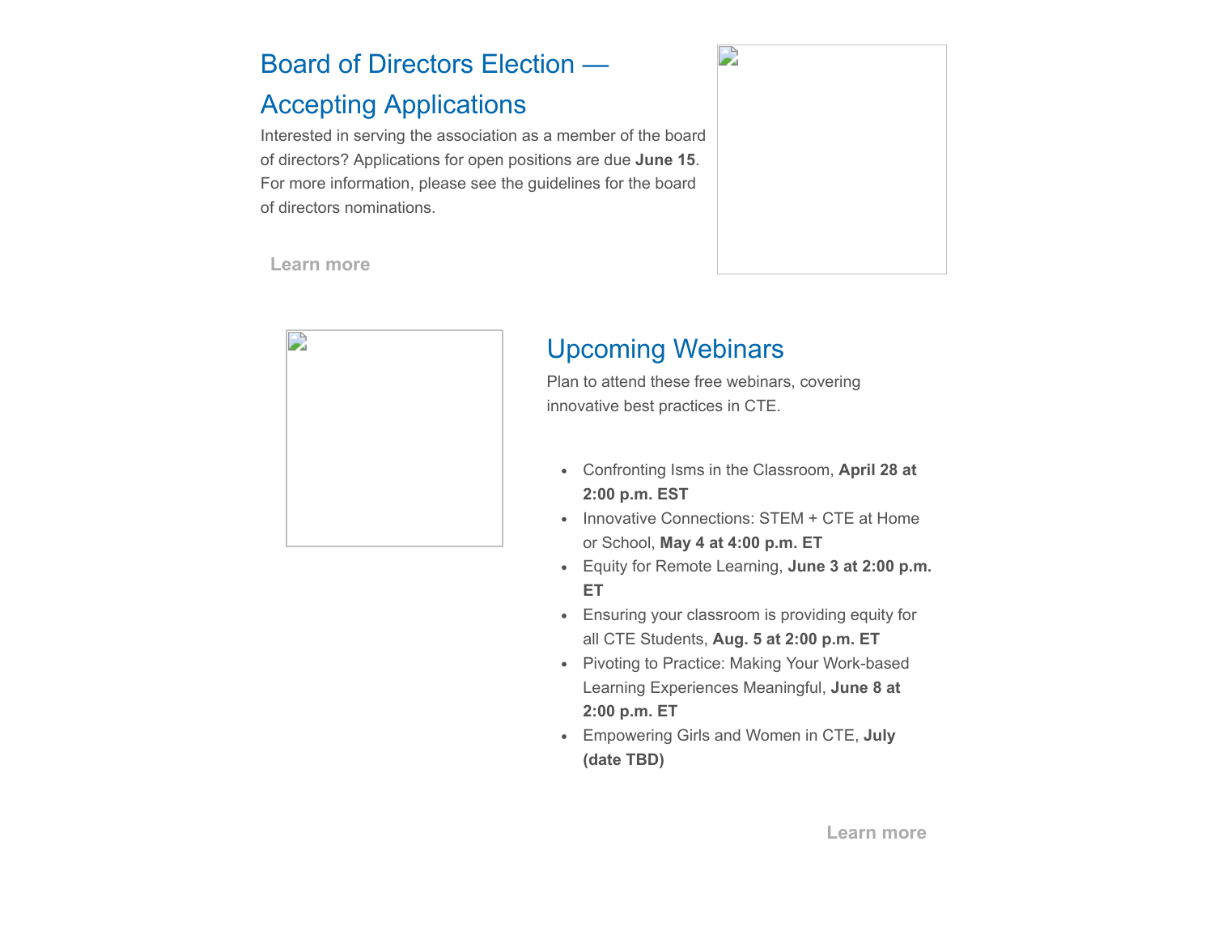## Board of Directors Election — Accepting Applications

Interested in serving the association as a member of the board of directors? Applications for open positions are due **June 15**. For more information, please see the guidelines for the board of directors nominations.

Learn more

## Upcoming Webinars

Plan to attend these free webinars, covering innovative best practices in CTE.

- Confronting Isms in the Classroom, **April 28 at 2:00 p.m. EST**
- Innovative Connections: STEM + CTE at Home or School, **May 4 at 4:00 p.m. ET**
- Equity for Remote Learning, **June 3 at 2:00 p.m. ET**
- Ensuring your classroom is providing equity for all CTE Students, **Aug. 5 at 2:00 p.m. ET**
- Pivoting to Practice: Making Your Work-based Learning Experiences Meaningful, **June 8 at 2:00 p.m. ET**
- Empowering Girls and Women in CTE, **July (date TBD)**

Learn more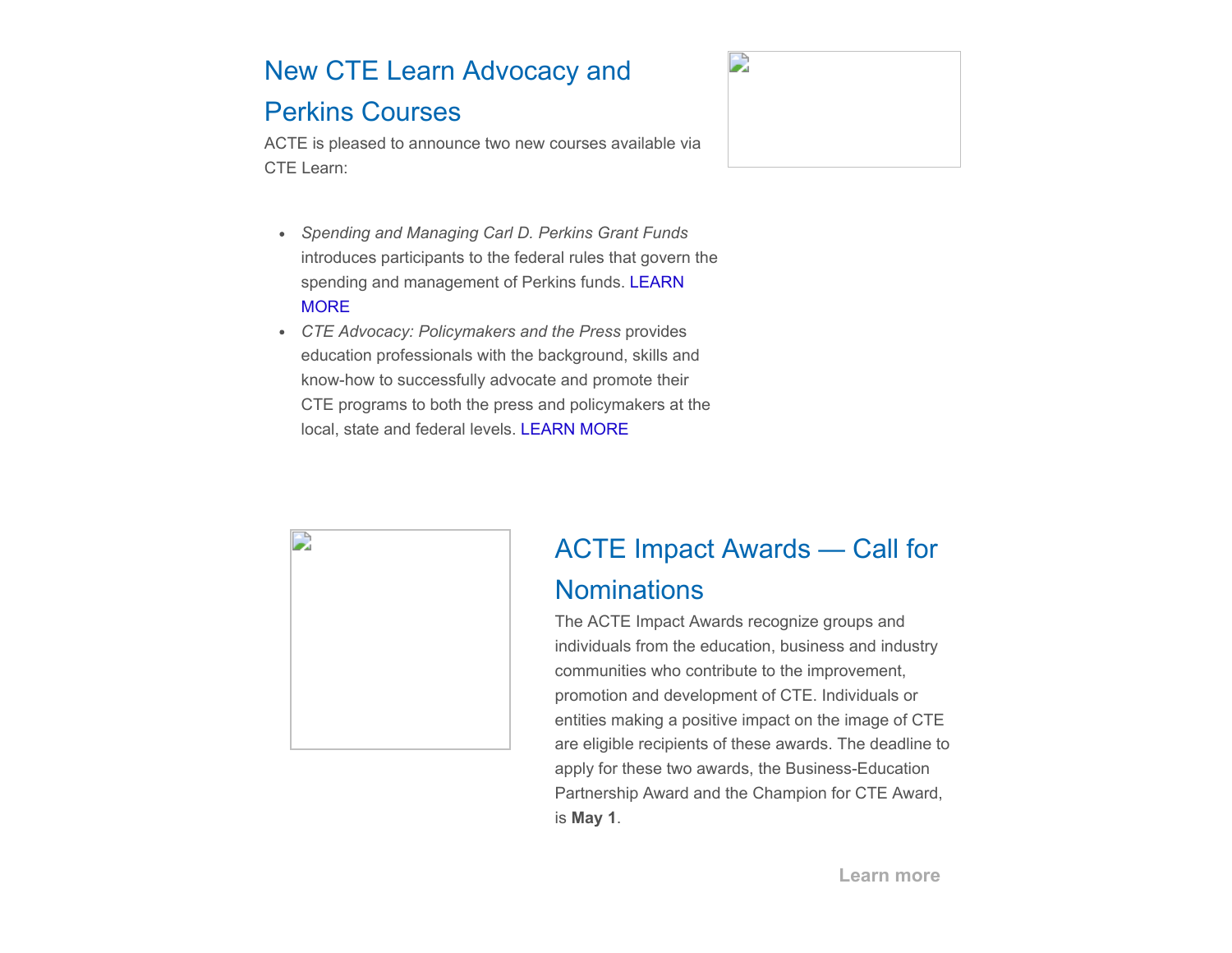## New CTE Learn Advocacy and Perkins Courses

ACTE is pleased to announce two new courses available via CTE Learn:

- *Spending and Managing Carl D. Perkins Grant Funds* introduces participants to the federal rules that govern the spending and management of Perkins funds. LEARN MORE
- *CTE Advocacy: Policymakers and the Press* provides education professionals with the background, skills and know-how to successfully advocate and promote their CTE programs to both the press and policymakers at the local, state and federal levels. LEARN MORE

## ACTE Impact Awards — Call for Nominations

The ACTE Impact Awards recognize groups and individuals from the education, business and industry communities who contribute to the improvement, promotion and development of CTE. Individuals or entities making a positive impact on the image of CTE are eligible recipients of these awards. The deadline to apply for these two awards, the Business-Education Partnership Award and the Champion for CTE Award, is **May 1**.

Learn more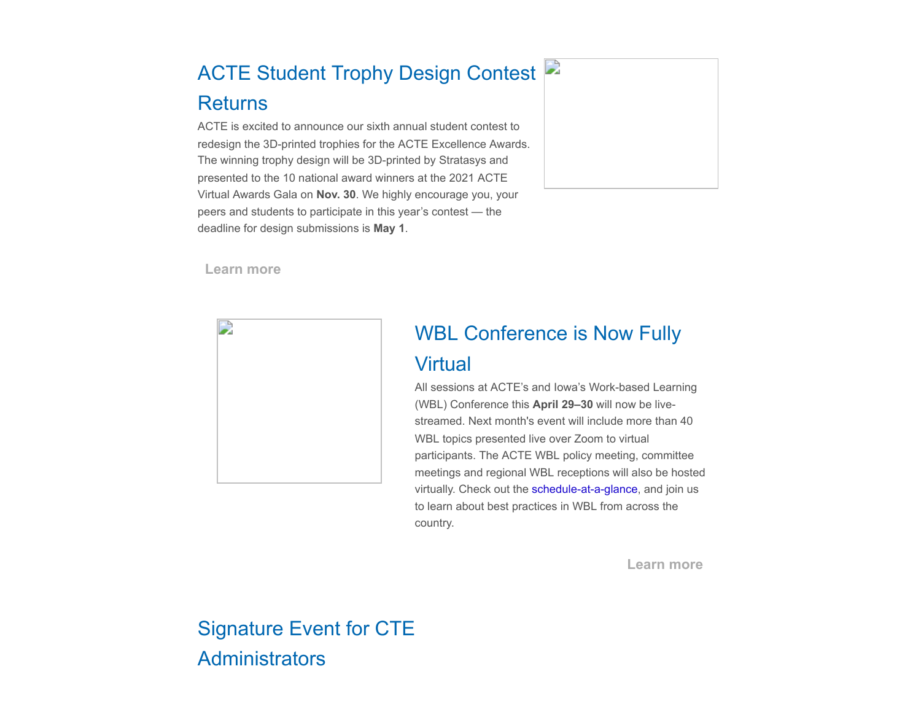## ACTE Student Trophy Design Contest Returns

ACTE is excited to announce our sixth annual student contest to redesign the 3D-printed trophies for the ACTE Excellence Awards. The winning trophy design will be 3D-printed by Stratasys and presented to the 10 national award winners at the 2021 ACTE Virtual Awards Gala on **Nov. 30**. We highly encourage you, your peers and students to participate in this year's contest — the deadline for design submissions is **May 1**.

Learn more

## WBL Conference is Now Fully Virtual

All sessions at ACTE's and Iowa's Work-based Learning (WBL) Conference this **April 29–30** will now be live-streamed. Next month's event will include more than 40 WBL topics presented live over Zoom to virtual participants. The ACTE WBL policy meeting, committee meetings and regional WBL receptions will also be hosted virtually. Check out the schedule-at-a-glance, and join us to learn about best practices in WBL from across the country.

Learn more

## Signature Event for CTE Administrators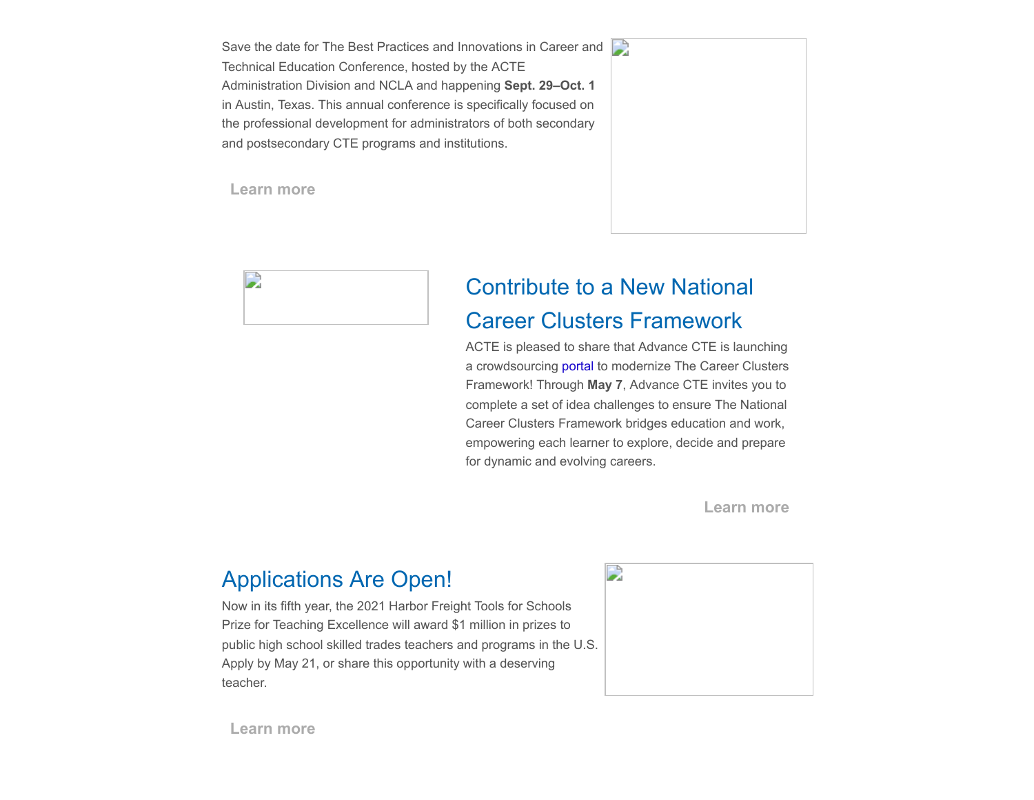Save the date for The Best Practices and Innovations in Career and Technical Education Conference, hosted by the ACTE Administration Division and NCLA and happening **Sept. 29–Oct. 1** in Austin, Texas. This annual conference is specifically focused on the professional development for administrators of both secondary and postsecondary CTE programs and institutions.

Learn more

## Contribute to a New National Career Clusters Framework

ACTE is pleased to share that Advance CTE is launching a crowdsourcing portal to modernize The Career Clusters Framework! Through **May 7**, Advance CTE invites you to complete a set of idea challenges to ensure The National Career Clusters Framework bridges education and work, empowering each learner to explore, decide and prepare for dynamic and evolving careers.

Learn more

## Applications Are Open!

Now in its fifth year, the 2021 Harbor Freight Tools for Schools Prize for Teaching Excellence will award $1 million in prizes to public high school skilled trades teachers and programs in the U.S. Apply by May 21, or share this opportunity with a deserving teacher.

Learn more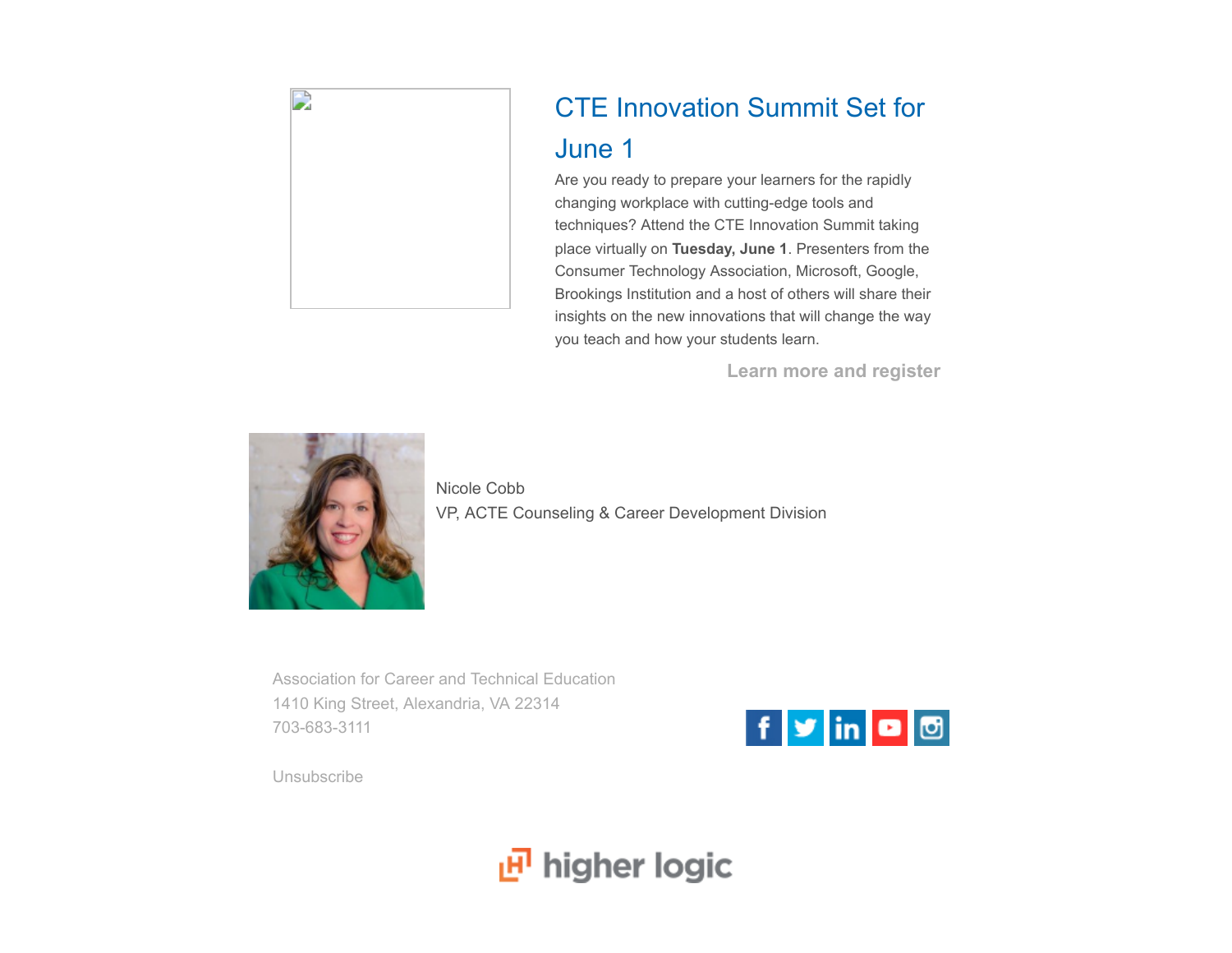## CTE Innovation Summit Set for June 1

Are you ready to prepare your learners for the rapidly changing workplace with cutting-edge tools and techniques? Attend the CTE Innovation Summit taking place virtually on **Tuesday, June 1**. Presenters from the Consumer Technology Association, Microsoft, Google, Brookings Institution and a host of others will share their insights on the new innovations that will change the way you teach and how your students learn.

**Learn more and register**

Nicole Cobb
VP, ACTE Counseling & Career Development Division

Association for Career and Technical Education
1410 King Street, Alexandria, VA 22314
703-683-3111

Unsubscribe